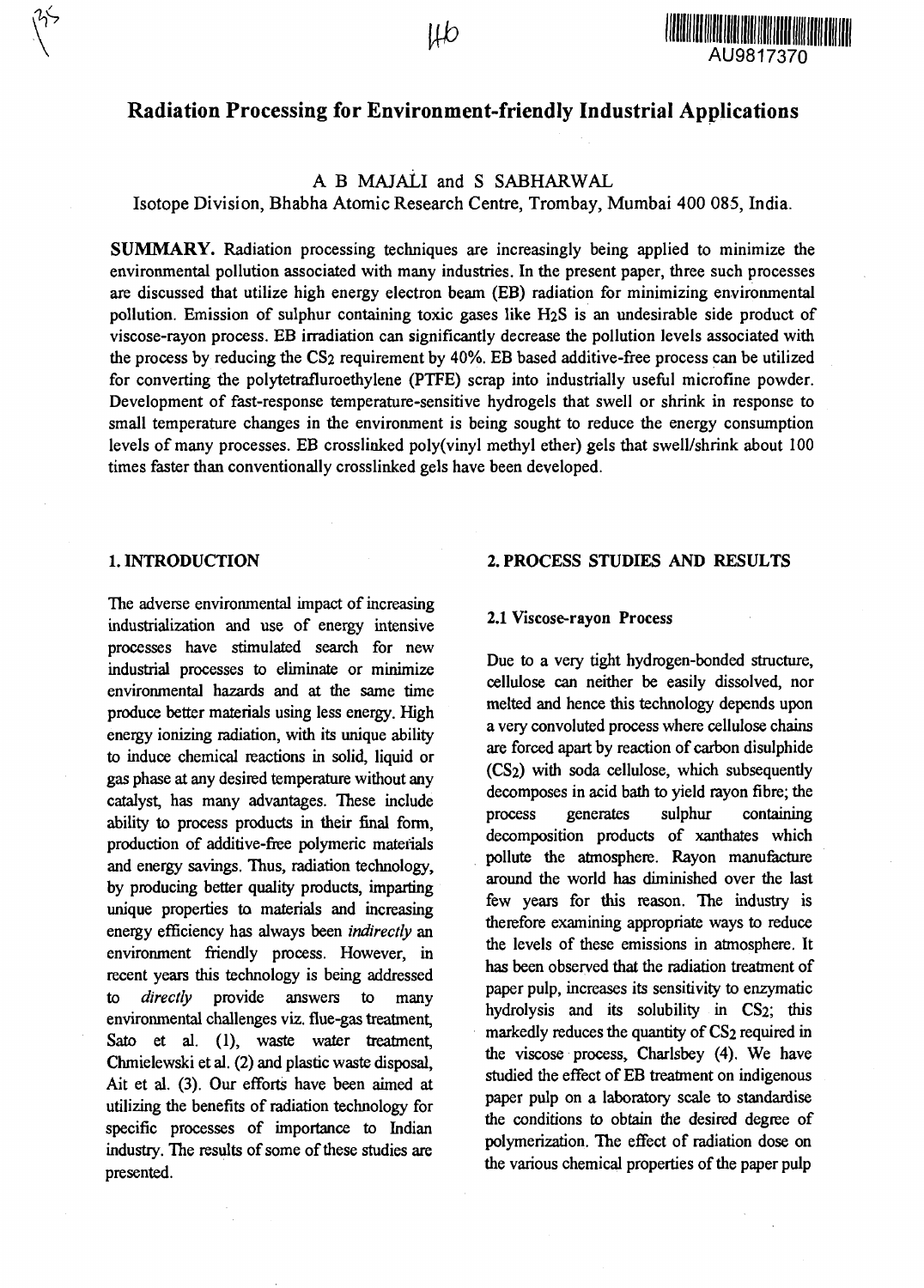# Radiation Processing for Environment-friendly Industrial Applications

A B MAJALI and S SABHARWAL

Isotope Division, Bhabha Atomic Research Centre, Trombay, Mumbai 400 085, India.

**SUMMARY.** Radiation processing techniques are increasingly being applied to minimize the environmental pollution associated with many industries. In the present paper, three such processes are discussed that utilize high energy electron beam (EB) radiation for minimizing environmental pollution. Emission of sulphur containing toxic gases like $H_2S$ is an undesirable side product of viscose-rayon process. EB irradiation can significantly decrease the pollution levels associated with the process by reducing the $CS_2$ requirement by 40%. EB based additive-free process can be utilized for converting the polytetrafluroethylene (PTFE) scrap into industrially useful microfine powder. Development of fast-response temperature-sensitive hydrogels that swell or shrink in response to small temperature changes in the environment is being sought to reduce the energy consumption levels of many processes. EB crosslinked poly(vinyl methyl ether) gels that swell/shrink about 100 times faster than conventionally crosslinked gels have been developed.

## 1. INTRODUCTION

The adverse environmental impact of increasing industrialization and use of energy intensive processes have stimulated search for new industrial processes to eliminate or minimize environmental hazards and at the same time produce better materials using less energy. High energy ionizing radiation, with its unique ability to induce chemical reactions in solid, liquid or gas phase at any desired temperature without any catalyst, has many advantages. These include ability to process products in their final form, production of additive-free polymeric materials and energy savings. Thus, radiation technology, by producing better quality products, imparting unique properties to materials and increasing energy efficiency has always been *indirectly* an environment friendly process. However, in recent years this technology is being addressed to *directly* provide answers to many environmental challenges viz. flue-gas treatment, Sato et al. (1), waste water treatment, Chmielewski et al. (2) and plastic waste disposal, Ait et al. (3). Our efforts have been aimed at utilizing the benefits of radiation technology for specific processes of importance to Indian industry. The results of some of these studies are presented.

## 2. PROCESS STUDIES AND RESULTS

### 2.1 Viscose-rayon Process

Due to a very tight hydrogen-bonded structure, cellulose can neither be easily dissolved, nor melted and hence this technology depends upon a very convoluted process where cellulose chains are forced apart by reaction of carbon disulphide ($CS_2$) with soda cellulose, which subsequently decomposes in acid bath to yield rayon fibre; the process generates sulphur containing decomposition products of xanthates which pollute the atmosphere. Rayon manufacture around the world has diminished over the last few years for this reason. The industry is therefore examining appropriate ways to reduce the levels of these emissions in atmosphere. It has been observed that the radiation treatment of paper pulp, increases its sensitivity to enzymatic hydrolysis and its solubility in $CS_2$; this markedly reduces the quantity of $CS_2$ required in the viscose process, Charlsbey (4). We have studied the effect of EB treatment on indigenous paper pulp on a laboratory scale to standardise the conditions to obtain the desired degree of polymerization. The effect of radiation dose on the various chemical properties of the paper pulp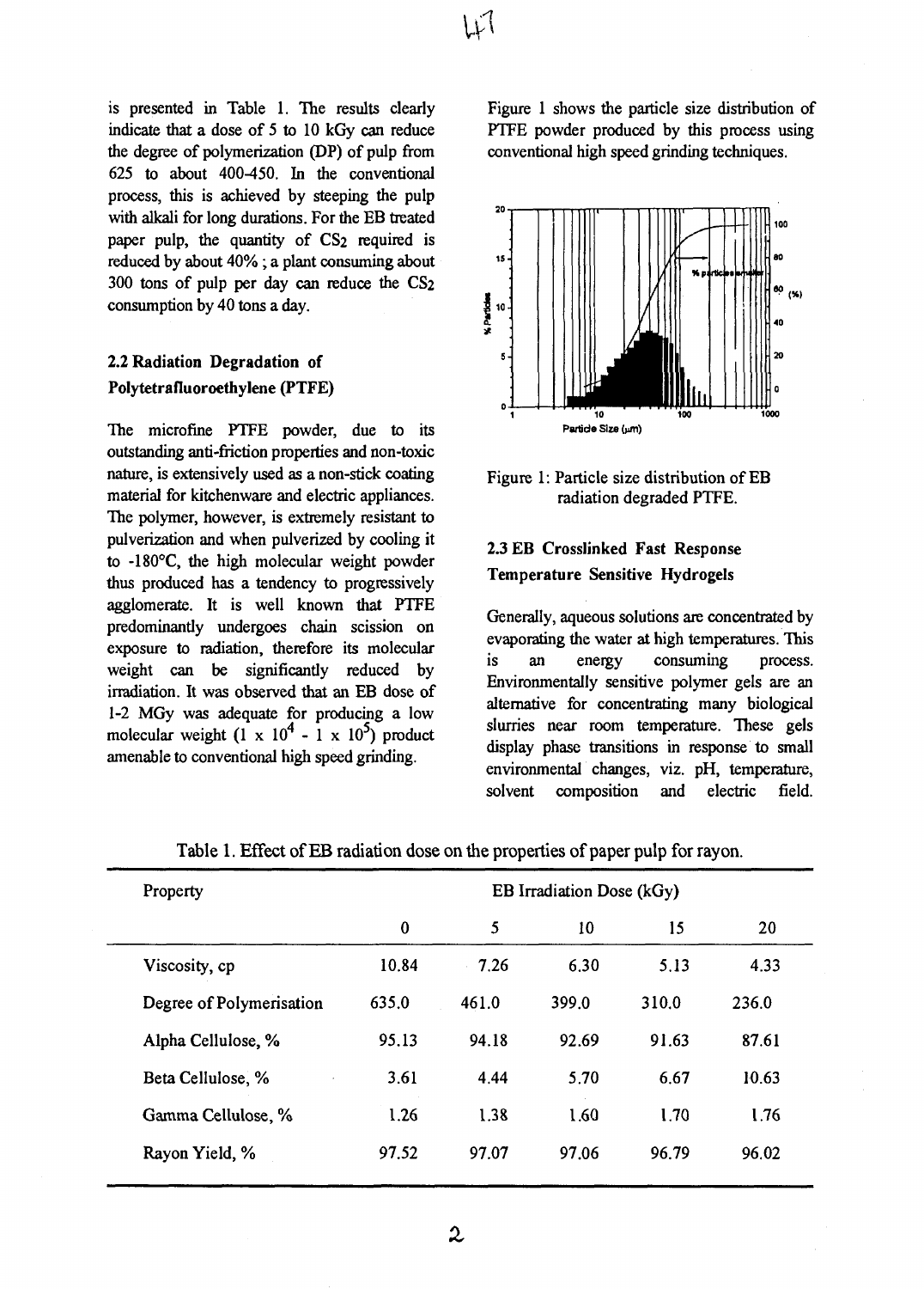is presented in Table 1. The results clearly indicate that a dose of 5 to 10 kGy can reduce the degree of polymerization (DP) of pulp from 625 to about 400-450. In the conventional process, this is achieved by steeping the pulp with alkali for long durations. For the EB treated paper pulp, the quantity of $CS_2$ required is reduced by about 40% ; a plant consuming about 300 tons of pulp per day can reduce the $CS_2$ consumption by 40 tons a day.

### 2.2 Radiation Degradation of Polytetrafluoroethylene (PTFE)

The microfine PTFE powder, due to its outstanding anti-friction properties and non-toxic nature, is extensively used as a non-stick coating material for kitchenware and electric appliances. The polymer, however, is extremely resistant to pulverization and when pulverized by cooling it to -180°C, the high molecular weight powder thus produced has a tendency to progressively agglomerate. It is well known that PTFE predominantly undergoes chain scission on exposure to radiation, therefore its molecular weight can be significantly reduced by irradiation. It was observed that an EB dose of 1-2 MGy was adequate for producing a low molecular weight ($1 \times 10^4$ - $1 \times 10^5$) product amenable to conventional high speed grinding.

Figure 1 shows the particle size distribution of PTFE powder produced by this process using conventional high speed grinding techniques.

Figure 1: Particle size distribution of EB radiation degraded PTFE.

### 2.3 EB Crosslinked Fast Response Temperature Sensitive Hydrogels

Generally, aqueous solutions are concentrated by evaporating the water at high temperatures. This is an energy consuming process. Environmentally sensitive polymer gels are an alternative for concentrating many biological slurries near room temperature. These gels display phase transitions in response to small environmental changes, viz. pH, temperature, solvent composition and electric field.

Table 1. Effect of EB radiation dose on the properties of paper pulp for rayon.

| Property | EB Irradiation Dose (kGy) | | | | |
|---|---|---|---|---|---|
| | 0 | 5 | 10 | 15 | 20 |
| Viscosity, cp | 10.84 | 7.26 | 6.30 | 5.13 | 4.33 |
| Degree of Polymerisation | 635.0 | 461.0 | 399.0 | 310.0 | 236.0 |
| Alpha Cellulose, % | 95.13 | 94.18 | 92.69 | 91.63 | 87.61 |
| Beta Cellulose, % | 3.61 | 4.44 | 5.70 | 6.67 | 10.63 |
| Gamma Cellulose, % | 1.26 | 1.38 | 1.60 | 1.70 | 1.76 |
| Rayon Yield, % | 97.52 | 97.07 | 97.06 | 96.79 | 96.02 |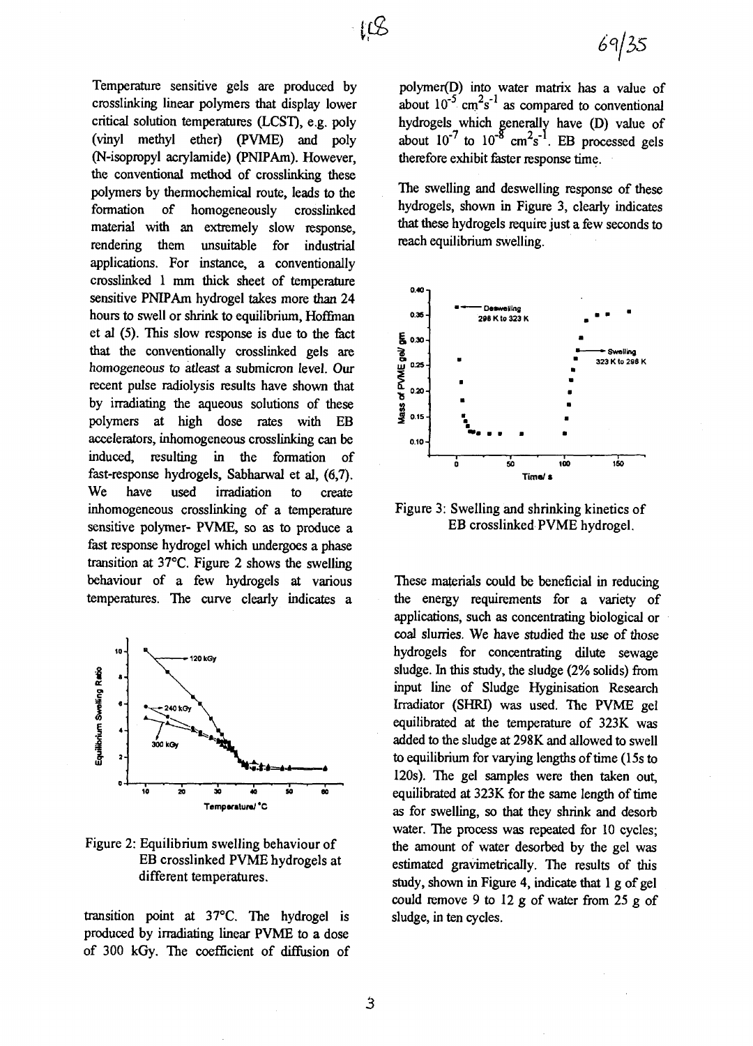Temperature sensitive gels are produced by crosslinking linear polymers that display lower critical solution temperatures (LCST), e.g. poly (vinyl methyl ether) (PVME) and poly (N-isopropyl acrylamide) (PNIPAm). However, the conventional method of crosslinking these polymers by thermochemical route, leads to the formation of homogeneously crosslinked material with an extremely slow response, rendering them unsuitable for industrial applications. For instance, a conventionally crosslinked 1 mm thick sheet of temperature sensitive PNIPAm hydrogel takes more than 24 hours to swell or shrink to equilibrium, Hoffman et al (5). This slow response is due to the fact that the conventionally crosslinked gels are homogeneous to atleast a submicron level. Our recent pulse radiolysis results have shown that by irradiating the aqueous solutions of these polymers at high dose rates with EB accelerators, inhomogeneous crosslinking can be induced, resulting in the formation of fast-response hydrogels, Sabharwal et al, (6,7). We have used irradiation to create inhomogeneous crosslinking of a temperature sensitive polymer- PVME, so as to produce a fast response hydrogel which undergoes a phase transition at 37°C. Figure 2 shows the swelling behaviour of a few hydrogels at various temperatures. The curve clearly indicates a transition point at 37°C. The hydrogel is produced by irradiating linear PVME to a dose of 300 kGy. The coefficient of diffusion of polymer(D) into water matrix has a value of about $10^{-5}$ $cm^2s^{-1}$ as compared to conventional hydrogels which generally have (D) value of about $10^{-7}$ to $10^{-8}$ $cm^2s^{-1}$. EB processed gels therefore exhibit faster response time.

Figure 2: Equilibrium swelling behaviour of EB crosslinked PVME hydrogels at different temperatures.

The swelling and deswelling response of these hydrogels, shown in Figure 3, clearly indicates that these hydrogels require just a few seconds to reach equilibrium swelling.

Figure 3: Swelling and shrinking kinetics of EB crosslinked PVME hydrogel.

These materials could be beneficial in reducing the energy requirements for a variety of applications, such as concentrating biological or coal slurries. We have studied the use of those hydrogels for concentrating dilute sewage sludge. In this study, the sludge (2% solids) from input line of Sludge Hyginisation Research Irradiator (SHRI) was used. The PVME gel equilibrated at the temperature of 323K was added to the sludge at 298K and allowed to swell to equilibrium for varying lengths of time (15s to 120s). The gel samples were then taken out, equilibrated at 323K for the same length of time as for swelling, so that they shrink and desorb water. The process was repeated for 10 cycles; the amount of water desorbed by the gel was estimated gravimetrically. The results of this study, shown in Figure 4, indicate that 1 g of gel could remove 9 to 12 g of water from 25 g of sludge, in ten cycles.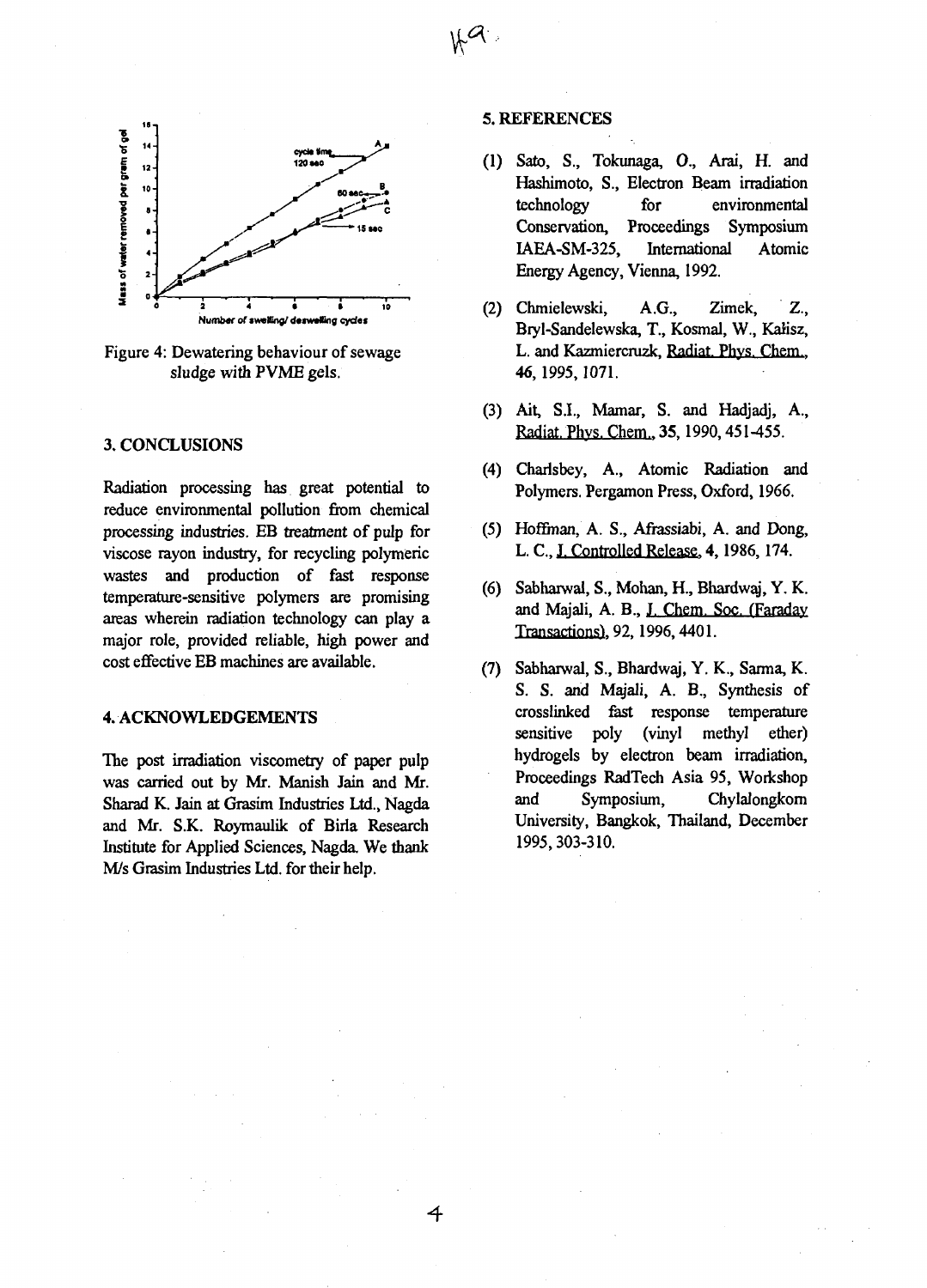Mass of water removed per gram of gel

Number of swelling/ deswelling cycles

cycle time 120 sec

60 sec

15 sec

A

B

C

0 2 4 6 8 10

0 2 4 6 8 10 12 14 16

Figure 4: Dewatering behaviour of sewage sludge with PVME gels.

## 3. CONCLUSIONS

Radiation processing has great potential to reduce environmental pollution from chemical processing industries. EB treatment of pulp for viscose rayon industry, for recycling polymeric wastes and production of fast response temperature-sensitive polymers are promising areas wherein radiation technology can play a major role, provided reliable, high power and cost effective EB machines are available.

## 4. ACKNOWLEDGEMENTS

The post irradiation viscometry of paper pulp was carried out by Mr. Manish Jain and Mr. Sharad K. Jain at Grasim Industries Ltd., Nagda and Mr. S.K. Roymaulik of Birla Research Institute for Applied Sciences, Nagda. We thank M/s Grasim Industries Ltd. for their help.

## 5. REFERENCES

(1) Sato, S., Tokunaga, O., Arai, H. and Hashimoto, S., Electron Beam irradiation technology for environmental Conservation, Proceedings Symposium IAEA-SM-325, International Atomic Energy Agency, Vienna, 1992.

(2) Chmielewski, A.G., Zimek, Z., Bryl-Sandelewska, T., Kosmal, W., Kałisz, L. and Kazmiercruzk, Radiat. Phys. Chem., 46, 1995, 1071.

(3) Ait, S.I., Mamar, S. and Hadjadj, A., Radiat. Phys. Chem., 35, 1990, 451-455.

(4) Charlsbey, A., Atomic Radiation and Polymers. Pergamon Press, Oxford, 1966.

(5) Hoffman, A. S., Afrassiabi, A. and Dong, L. C., J. Controlled Release, 4, 1986, 174.

(6) Sabharwal, S., Mohan, H., Bhardwaj, Y. K. and Majali, A. B., J. Chem. Soc. (Faraday Transactions), 92, 1996, 4401.

(7) Sabharwal, S., Bhardwaj, Y. K., Sarma, K. S. S. and Majali, A. B., Synthesis of crosslinked fast response temperature sensitive poly (vinyl methyl ether) hydrogels by electron beam irradiation, Proceedings RadTech Asia 95, Workshop and Symposium, Chylalongkorn University, Bangkok, Thailand, December 1995, 303-310.